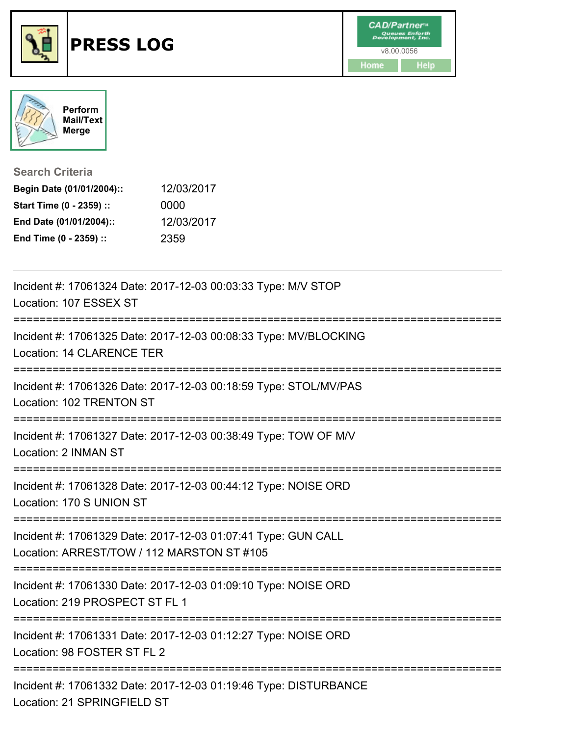# PRESS LOG

CAD/Partner
v8.00.0056
Home Help

Perform Mail/Text Merge

## Search Criteria

**Begin Date (01/01/2004)::** 12/03/2017
**Start Time (0 - 2359) ::** 0000
**End Date (01/01/2004)::** 12/03/2017
**End Time (0 - 2359) ::** 2359

---

Incident #: 17061324 Date: 2017-12-03 00:03:33 Type: M/V STOP
Location: 107 ESSEX ST

===========================================================================

Incident #: 17061325 Date: 2017-12-03 00:08:33 Type: MV/BLOCKING
Location: 14 CLARENCE TER

===========================================================================

Incident #: 17061326 Date: 2017-12-03 00:18:59 Type: STOL/MV/PAS
Location: 102 TRENTON ST

===========================================================================

Incident #: 17061327 Date: 2017-12-03 00:38:49 Type: TOW OF M/V
Location: 2 INMAN ST

===========================================================================

Incident #: 17061328 Date: 2017-12-03 00:44:12 Type: NOISE ORD
Location: 170 S UNION ST

===========================================================================

Incident #: 17061329 Date: 2017-12-03 01:07:41 Type: GUN CALL
Location: ARREST/TOW / 112 MARSTON ST #105

===========================================================================

Incident #: 17061330 Date: 2017-12-03 01:09:10 Type: NOISE ORD
Location: 219 PROSPECT ST FL 1

===========================================================================

Incident #: 17061331 Date: 2017-12-03 01:12:27 Type: NOISE ORD
Location: 98 FOSTER ST FL 2

===========================================================================

Incident #: 17061332 Date: 2017-12-03 01:19:46 Type: DISTURBANCE
Location: 21 SPRINGFIELD ST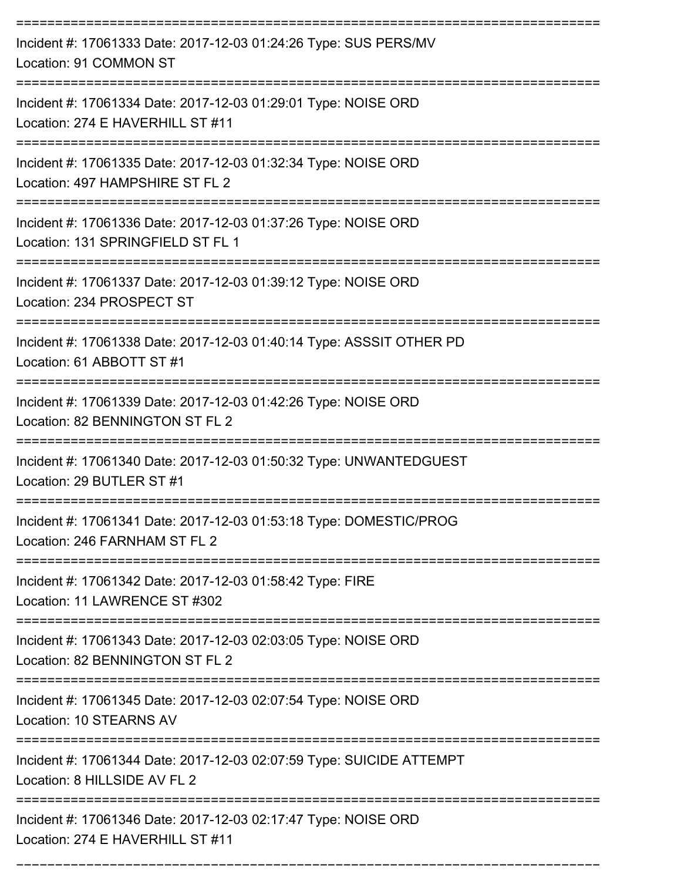===========================================================================

Incident #: 17061333 Date: 2017-12-03 01:24:26 Type: SUS PERS/MV
Location: 91 COMMON ST

===========================================================================

Incident #: 17061334 Date: 2017-12-03 01:29:01 Type: NOISE ORD
Location: 274 E HAVERHILL ST #11

===========================================================================

Incident #: 17061335 Date: 2017-12-03 01:32:34 Type: NOISE ORD
Location: 497 HAMPSHIRE ST FL 2

===========================================================================

Incident #: 17061336 Date: 2017-12-03 01:37:26 Type: NOISE ORD
Location: 131 SPRINGFIELD ST FL 1

===========================================================================

Incident #: 17061337 Date: 2017-12-03 01:39:12 Type: NOISE ORD
Location: 234 PROSPECT ST

===========================================================================

Incident #: 17061338 Date: 2017-12-03 01:40:14 Type: ASSSIT OTHER PD
Location: 61 ABBOTT ST #1

===========================================================================

Incident #: 17061339 Date: 2017-12-03 01:42:26 Type: NOISE ORD
Location: 82 BENNINGTON ST FL 2

===========================================================================

Incident #: 17061340 Date: 2017-12-03 01:50:32 Type: UNWANTEDGUEST
Location: 29 BUTLER ST #1

===========================================================================

Incident #: 17061341 Date: 2017-12-03 01:53:18 Type: DOMESTIC/PROG
Location: 246 FARNHAM ST FL 2

===========================================================================

Incident #: 17061342 Date: 2017-12-03 01:58:42 Type: FIRE
Location: 11 LAWRENCE ST #302

===========================================================================

Incident #: 17061343 Date: 2017-12-03 02:03:05 Type: NOISE ORD
Location: 82 BENNINGTON ST FL 2

===========================================================================

Incident #: 17061345 Date: 2017-12-03 02:07:54 Type: NOISE ORD
Location: 10 STEARNS AV

===========================================================================

Incident #: 17061344 Date: 2017-12-03 02:07:59 Type: SUICIDE ATTEMPT
Location: 8 HILLSIDE AV FL 2

===========================================================================

Incident #: 17061346 Date: 2017-12-03 02:17:47 Type: NOISE ORD
Location: 274 E HAVERHILL ST #11

===========================================================================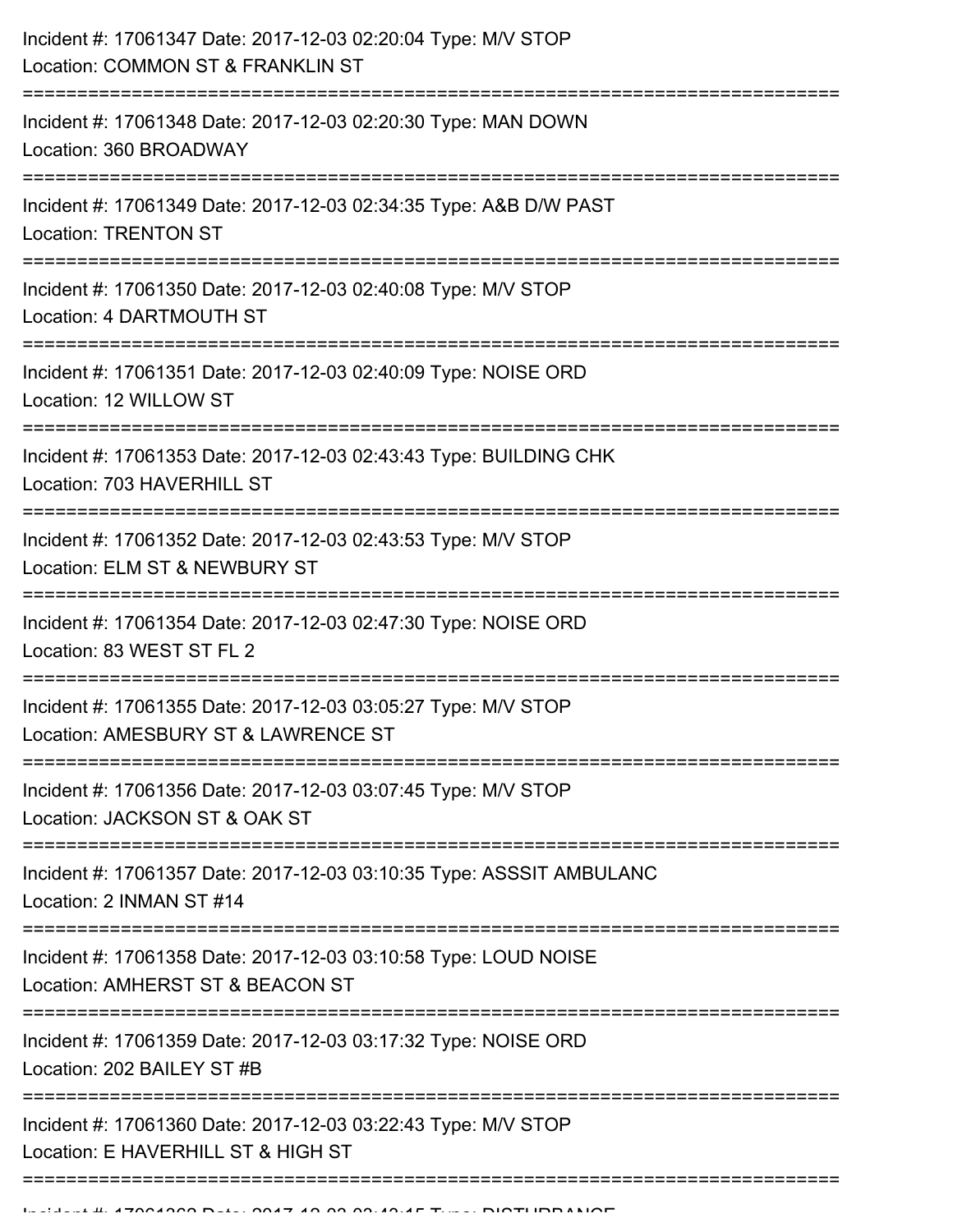Incident #: 17061347 Date: 2017-12-03 02:20:04 Type: M/V STOP
Location: COMMON ST & FRANKLIN ST

===========================================================================

Incident #: 17061348 Date: 2017-12-03 02:20:30 Type: MAN DOWN
Location: 360 BROADWAY

===========================================================================

Incident #: 17061349 Date: 2017-12-03 02:34:35 Type: A&B D/W PAST
Location: TRENTON ST

===========================================================================

Incident #: 17061350 Date: 2017-12-03 02:40:08 Type: M/V STOP
Location: 4 DARTMOUTH ST

===========================================================================

Incident #: 17061351 Date: 2017-12-03 02:40:09 Type: NOISE ORD
Location: 12 WILLOW ST

===========================================================================

Incident #: 17061353 Date: 2017-12-03 02:43:43 Type: BUILDING CHK
Location: 703 HAVERHILL ST

===========================================================================

Incident #: 17061352 Date: 2017-12-03 02:43:53 Type: M/V STOP
Location: ELM ST & NEWBURY ST

===========================================================================

Incident #: 17061354 Date: 2017-12-03 02:47:30 Type: NOISE ORD
Location: 83 WEST ST FL 2

===========================================================================

Incident #: 17061355 Date: 2017-12-03 03:05:27 Type: M/V STOP
Location: AMESBURY ST & LAWRENCE ST

===========================================================================

Incident #: 17061356 Date: 2017-12-03 03:07:45 Type: M/V STOP
Location: JACKSON ST & OAK ST

===========================================================================

Incident #: 17061357 Date: 2017-12-03 03:10:35 Type: ASSSIT AMBULANC
Location: 2 INMAN ST #14

===========================================================================

Incident #: 17061358 Date: 2017-12-03 03:10:58 Type: LOUD NOISE
Location: AMHERST ST & BEACON ST

===========================================================================

Incident #: 17061359 Date: 2017-12-03 03:17:32 Type: NOISE ORD
Location: 202 BAILEY ST #B

===========================================================================

Incident #: 17061360 Date: 2017-12-03 03:22:43 Type: M/V STOP
Location: E HAVERHILL ST & HIGH ST

===========================================================================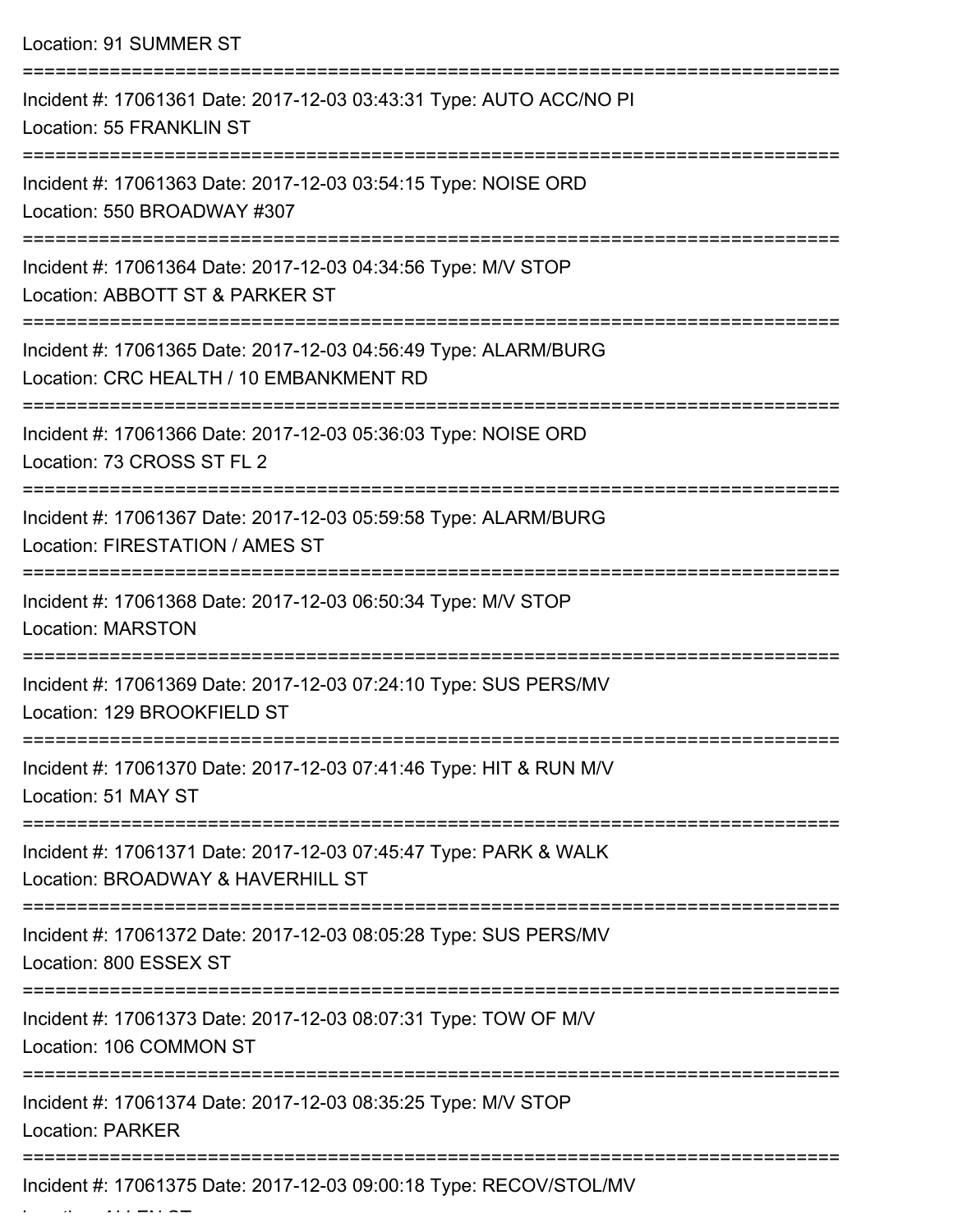Location: 91 SUMMER ST

===========================================================================

Incident #: 17061361 Date: 2017-12-03 03:43:31 Type: AUTO ACC/NO PI
Location: 55 FRANKLIN ST

===========================================================================

Incident #: 17061363 Date: 2017-12-03 03:54:15 Type: NOISE ORD
Location: 550 BROADWAY #307

===========================================================================

Incident #: 17061364 Date: 2017-12-03 04:34:56 Type: M/V STOP
Location: ABBOTT ST & PARKER ST

===========================================================================

Incident #: 17061365 Date: 2017-12-03 04:56:49 Type: ALARM/BURG
Location: CRC HEALTH / 10 EMBANKMENT RD

===========================================================================

Incident #: 17061366 Date: 2017-12-03 05:36:03 Type: NOISE ORD
Location: 73 CROSS ST FL 2

===========================================================================

Incident #: 17061367 Date: 2017-12-03 05:59:58 Type: ALARM/BURG
Location: FIRESTATION / AMES ST

===========================================================================

Incident #: 17061368 Date: 2017-12-03 06:50:34 Type: M/V STOP
Location: MARSTON

===========================================================================

Incident #: 17061369 Date: 2017-12-03 07:24:10 Type: SUS PERS/MV
Location: 129 BROOKFIELD ST

===========================================================================

Incident #: 17061370 Date: 2017-12-03 07:41:46 Type: HIT & RUN M/V
Location: 51 MAY ST

===========================================================================

Incident #: 17061371 Date: 2017-12-03 07:45:47 Type: PARK & WALK
Location: BROADWAY & HAVERHILL ST

===========================================================================

Incident #: 17061372 Date: 2017-12-03 08:05:28 Type: SUS PERS/MV
Location: 800 ESSEX ST

===========================================================================

Incident #: 17061373 Date: 2017-12-03 08:07:31 Type: TOW OF M/V
Location: 106 COMMON ST

===========================================================================

Incident #: 17061374 Date: 2017-12-03 08:35:25 Type: M/V STOP
Location: PARKER

===========================================================================

Incident #: 17061375 Date: 2017-12-03 09:00:18 Type: RECOV/STOL/MV
Location: ALLEN ST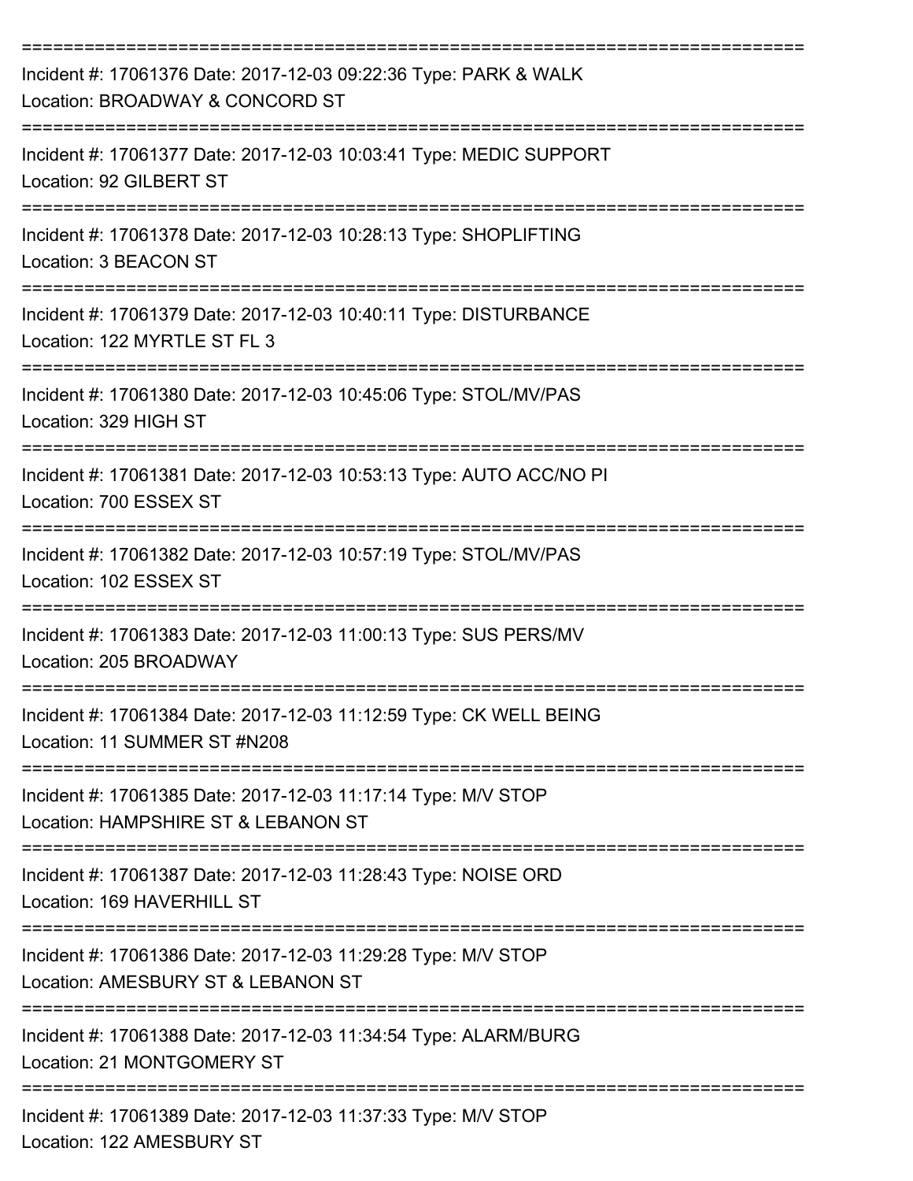===========================================================================

Incident #: 17061376 Date: 2017-12-03 09:22:36 Type: PARK & WALK
Location: BROADWAY & CONCORD ST

===========================================================================

Incident #: 17061377 Date: 2017-12-03 10:03:41 Type: MEDIC SUPPORT
Location: 92 GILBERT ST

===========================================================================

Incident #: 17061378 Date: 2017-12-03 10:28:13 Type: SHOPLIFTING
Location: 3 BEACON ST

===========================================================================

Incident #: 17061379 Date: 2017-12-03 10:40:11 Type: DISTURBANCE
Location: 122 MYRTLE ST FL 3

===========================================================================

Incident #: 17061380 Date: 2017-12-03 10:45:06 Type: STOL/MV/PAS
Location: 329 HIGH ST

===========================================================================

Incident #: 17061381 Date: 2017-12-03 10:53:13 Type: AUTO ACC/NO PI
Location: 700 ESSEX ST

===========================================================================

Incident #: 17061382 Date: 2017-12-03 10:57:19 Type: STOL/MV/PAS
Location: 102 ESSEX ST

===========================================================================

Incident #: 17061383 Date: 2017-12-03 11:00:13 Type: SUS PERS/MV
Location: 205 BROADWAY

===========================================================================

Incident #: 17061384 Date: 2017-12-03 11:12:59 Type: CK WELL BEING
Location: 11 SUMMER ST #N208

===========================================================================

Incident #: 17061385 Date: 2017-12-03 11:17:14 Type: M/V STOP
Location: HAMPSHIRE ST & LEBANON ST

===========================================================================

Incident #: 17061387 Date: 2017-12-03 11:28:43 Type: NOISE ORD
Location: 169 HAVERHILL ST

===========================================================================

Incident #: 17061386 Date: 2017-12-03 11:29:28 Type: M/V STOP
Location: AMESBURY ST & LEBANON ST

===========================================================================

Incident #: 17061388 Date: 2017-12-03 11:34:54 Type: ALARM/BURG
Location: 21 MONTGOMERY ST

===========================================================================

Incident #: 17061389 Date: 2017-12-03 11:37:33 Type: M/V STOP
Location: 122 AMESBURY ST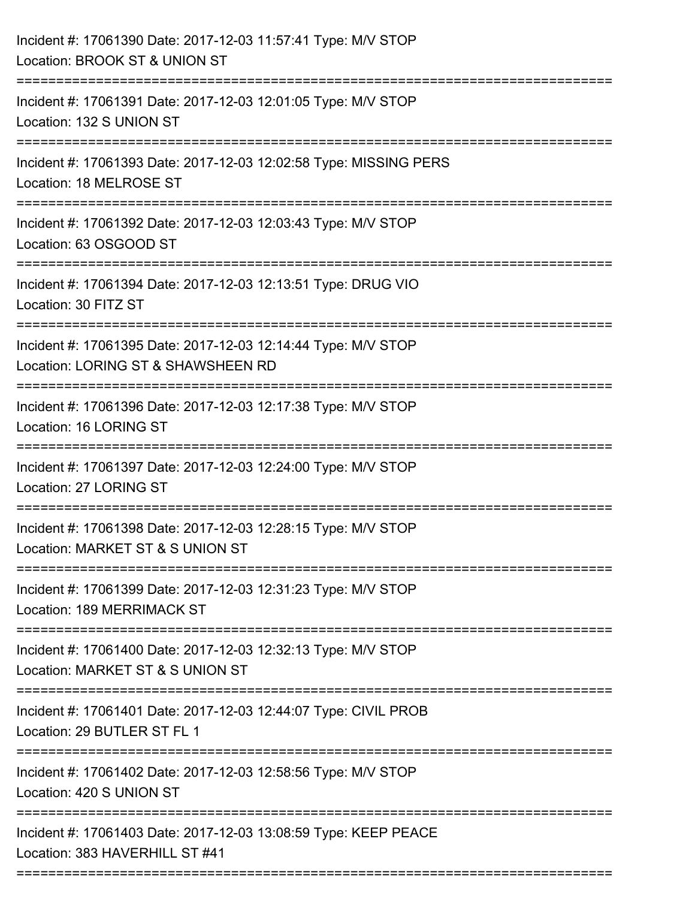Incident #: 17061390 Date: 2017-12-03 11:57:41 Type: M/V STOP
Location: BROOK ST & UNION ST

===========================================================================

Incident #: 17061391 Date: 2017-12-03 12:01:05 Type: M/V STOP
Location: 132 S UNION ST

===========================================================================

Incident #: 17061393 Date: 2017-12-03 12:02:58 Type: MISSING PERS
Location: 18 MELROSE ST

===========================================================================

Incident #: 17061392 Date: 2017-12-03 12:03:43 Type: M/V STOP
Location: 63 OSGOOD ST

===========================================================================

Incident #: 17061394 Date: 2017-12-03 12:13:51 Type: DRUG VIO
Location: 30 FITZ ST

===========================================================================

Incident #: 17061395 Date: 2017-12-03 12:14:44 Type: M/V STOP
Location: LORING ST & SHAWSHEEN RD

===========================================================================

Incident #: 17061396 Date: 2017-12-03 12:17:38 Type: M/V STOP
Location: 16 LORING ST

===========================================================================

Incident #: 17061397 Date: 2017-12-03 12:24:00 Type: M/V STOP
Location: 27 LORING ST

===========================================================================

Incident #: 17061398 Date: 2017-12-03 12:28:15 Type: M/V STOP
Location: MARKET ST & S UNION ST

===========================================================================

Incident #: 17061399 Date: 2017-12-03 12:31:23 Type: M/V STOP
Location: 189 MERRIMACK ST

===========================================================================

Incident #: 17061400 Date: 2017-12-03 12:32:13 Type: M/V STOP
Location: MARKET ST & S UNION ST

===========================================================================

Incident #: 17061401 Date: 2017-12-03 12:44:07 Type: CIVIL PROB
Location: 29 BUTLER ST FL 1

===========================================================================

Incident #: 17061402 Date: 2017-12-03 12:58:56 Type: M/V STOP
Location: 420 S UNION ST

===========================================================================

Incident #: 17061403 Date: 2017-12-03 13:08:59 Type: KEEP PEACE
Location: 383 HAVERHILL ST #41

===========================================================================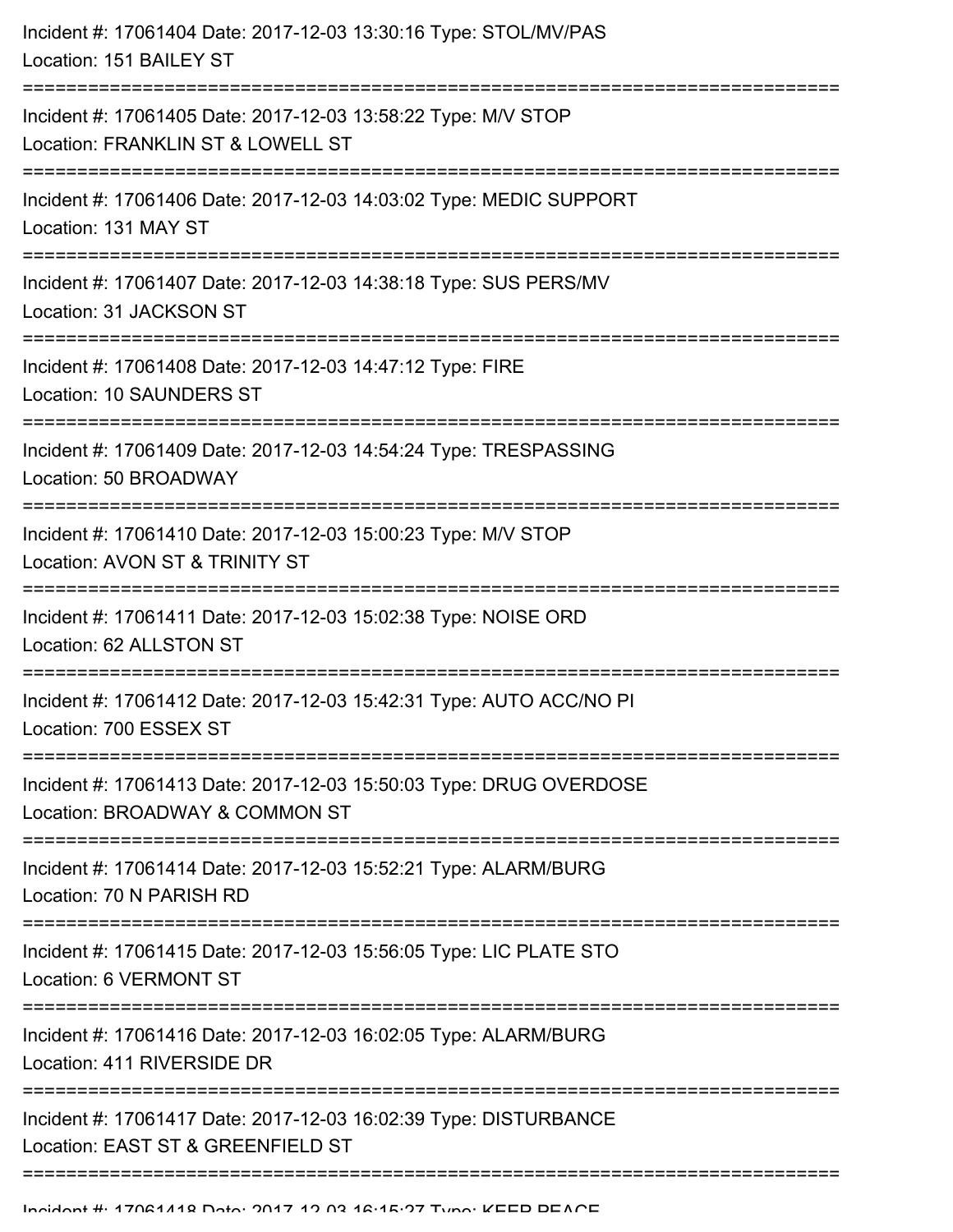Incident #: 17061404 Date: 2017-12-03 13:30:16 Type: STOL/MV/PAS
Location: 151 BAILEY ST

===========================================================================

Incident #: 17061405 Date: 2017-12-03 13:58:22 Type: M/V STOP
Location: FRANKLIN ST & LOWELL ST

===========================================================================

Incident #: 17061406 Date: 2017-12-03 14:03:02 Type: MEDIC SUPPORT
Location: 131 MAY ST

===========================================================================

Incident #: 17061407 Date: 2017-12-03 14:38:18 Type: SUS PERS/MV
Location: 31 JACKSON ST

===========================================================================

Incident #: 17061408 Date: 2017-12-03 14:47:12 Type: FIRE
Location: 10 SAUNDERS ST

===========================================================================

Incident #: 17061409 Date: 2017-12-03 14:54:24 Type: TRESPASSING
Location: 50 BROADWAY

===========================================================================

Incident #: 17061410 Date: 2017-12-03 15:00:23 Type: M/V STOP
Location: AVON ST & TRINITY ST

===========================================================================

Incident #: 17061411 Date: 2017-12-03 15:02:38 Type: NOISE ORD
Location: 62 ALLSTON ST

===========================================================================

Incident #: 17061412 Date: 2017-12-03 15:42:31 Type: AUTO ACC/NO PI
Location: 700 ESSEX ST

===========================================================================

Incident #: 17061413 Date: 2017-12-03 15:50:03 Type: DRUG OVERDOSE
Location: BROADWAY & COMMON ST

===========================================================================

Incident #: 17061414 Date: 2017-12-03 15:52:21 Type: ALARM/BURG
Location: 70 N PARISH RD

===========================================================================

Incident #: 17061415 Date: 2017-12-03 15:56:05 Type: LIC PLATE STO
Location: 6 VERMONT ST

===========================================================================

Incident #: 17061416 Date: 2017-12-03 16:02:05 Type: ALARM/BURG
Location: 411 RIVERSIDE DR

===========================================================================

Incident #: 17061417 Date: 2017-12-03 16:02:39 Type: DISTURBANCE
Location: EAST ST & GREENFIELD ST

===========================================================================

Incident #: 17061418 Date: 2017-12-03 16:15:27 Type: KEEP PEACE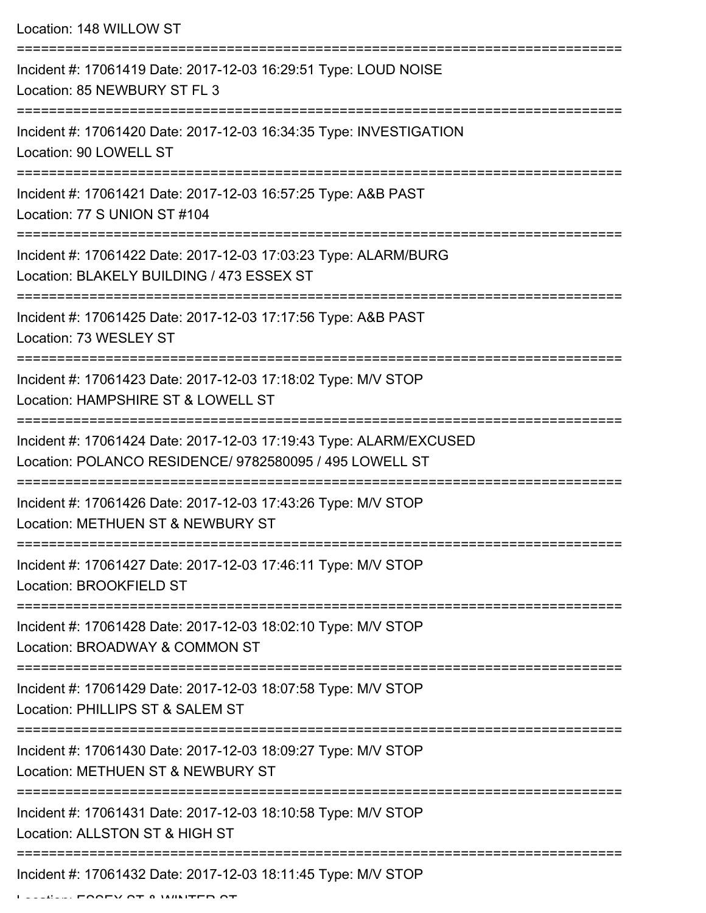Location: 148 WILLOW ST

===========================================================================

Incident #: 17061419 Date: 2017-12-03 16:29:51 Type: LOUD NOISE
Location: 85 NEWBURY ST FL 3

===========================================================================

Incident #: 17061420 Date: 2017-12-03 16:34:35 Type: INVESTIGATION
Location: 90 LOWELL ST

===========================================================================

Incident #: 17061421 Date: 2017-12-03 16:57:25 Type: A&B PAST
Location: 77 S UNION ST #104

===========================================================================

Incident #: 17061422 Date: 2017-12-03 17:03:23 Type: ALARM/BURG
Location: BLAKELY BUILDING / 473 ESSEX ST

===========================================================================

Incident #: 17061425 Date: 2017-12-03 17:17:56 Type: A&B PAST
Location: 73 WESLEY ST

===========================================================================

Incident #: 17061423 Date: 2017-12-03 17:18:02 Type: M/V STOP
Location: HAMPSHIRE ST & LOWELL ST

===========================================================================

Incident #: 17061424 Date: 2017-12-03 17:19:43 Type: ALARM/EXCUSED
Location: POLANCO RESIDENCE/ 9782580095 / 495 LOWELL ST

===========================================================================

Incident #: 17061426 Date: 2017-12-03 17:43:26 Type: M/V STOP
Location: METHUEN ST & NEWBURY ST

===========================================================================

Incident #: 17061427 Date: 2017-12-03 17:46:11 Type: M/V STOP
Location: BROOKFIELD ST

===========================================================================

Incident #: 17061428 Date: 2017-12-03 18:02:10 Type: M/V STOP
Location: BROADWAY & COMMON ST

===========================================================================

Incident #: 17061429 Date: 2017-12-03 18:07:58 Type: M/V STOP
Location: PHILLIPS ST & SALEM ST

===========================================================================

Incident #: 17061430 Date: 2017-12-03 18:09:27 Type: M/V STOP
Location: METHUEN ST & NEWBURY ST

===========================================================================

Incident #: 17061431 Date: 2017-12-03 18:10:58 Type: M/V STOP
Location: ALLSTON ST & HIGH ST

===========================================================================

Incident #: 17061432 Date: 2017-12-03 18:11:45 Type: M/V STOP
Location: ESSEX ST & WINTER ST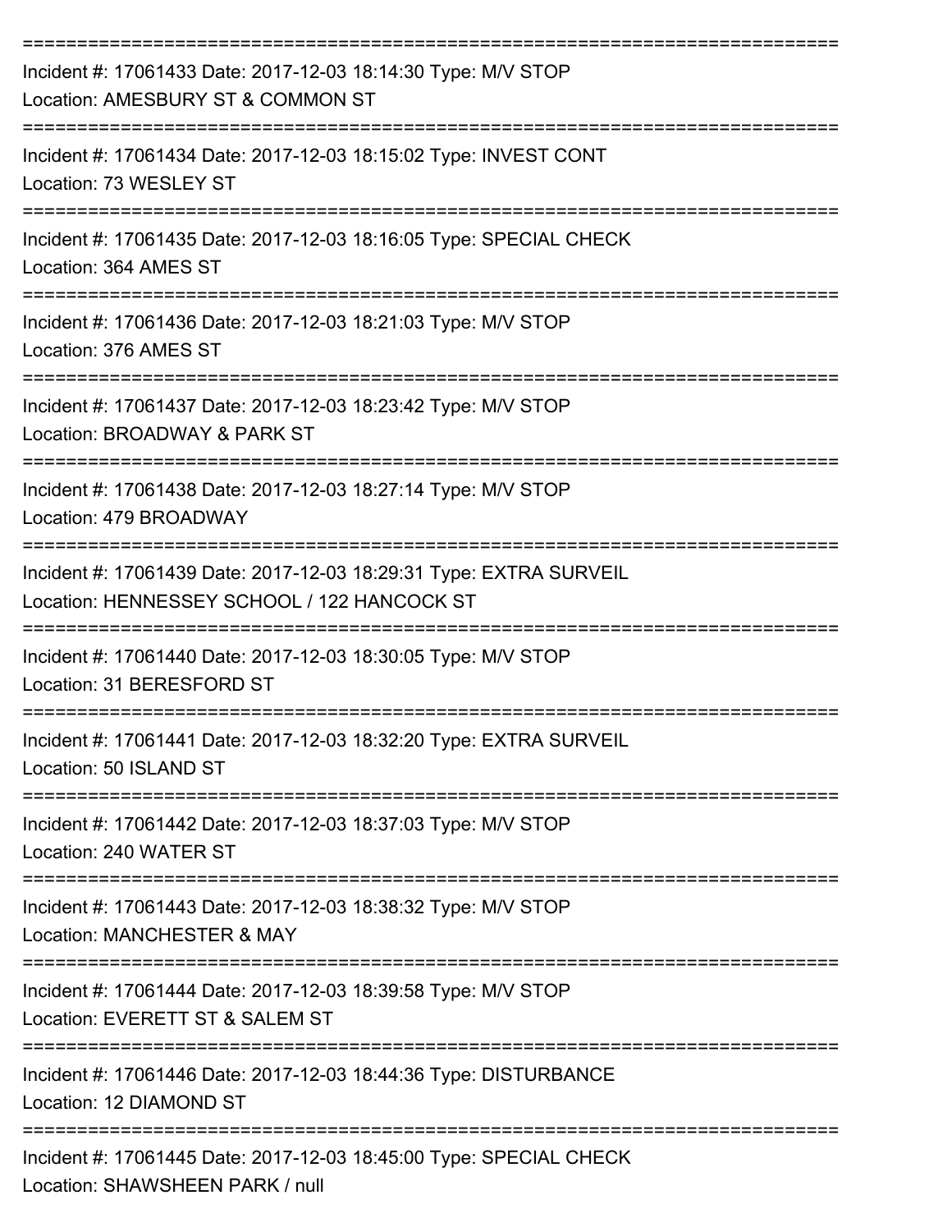===========================================================================

Incident #: 17061433 Date: 2017-12-03 18:14:30 Type: M/V STOP
Location: AMESBURY ST & COMMON ST

===========================================================================

Incident #: 17061434 Date: 2017-12-03 18:15:02 Type: INVEST CONT
Location: 73 WESLEY ST

===========================================================================

Incident #: 17061435 Date: 2017-12-03 18:16:05 Type: SPECIAL CHECK
Location: 364 AMES ST

===========================================================================

Incident #: 17061436 Date: 2017-12-03 18:21:03 Type: M/V STOP
Location: 376 AMES ST

===========================================================================

Incident #: 17061437 Date: 2017-12-03 18:23:42 Type: M/V STOP
Location: BROADWAY & PARK ST

===========================================================================

Incident #: 17061438 Date: 2017-12-03 18:27:14 Type: M/V STOP
Location: 479 BROADWAY

===========================================================================

Incident #: 17061439 Date: 2017-12-03 18:29:31 Type: EXTRA SURVEIL
Location: HENNESSEY SCHOOL / 122 HANCOCK ST

===========================================================================

Incident #: 17061440 Date: 2017-12-03 18:30:05 Type: M/V STOP
Location: 31 BERESFORD ST

===========================================================================

Incident #: 17061441 Date: 2017-12-03 18:32:20 Type: EXTRA SURVEIL
Location: 50 ISLAND ST

===========================================================================

Incident #: 17061442 Date: 2017-12-03 18:37:03 Type: M/V STOP
Location: 240 WATER ST

===========================================================================

Incident #: 17061443 Date: 2017-12-03 18:38:32 Type: M/V STOP
Location: MANCHESTER & MAY

===========================================================================

Incident #: 17061444 Date: 2017-12-03 18:39:58 Type: M/V STOP
Location: EVERETT ST & SALEM ST

===========================================================================

Incident #: 17061446 Date: 2017-12-03 18:44:36 Type: DISTURBANCE
Location: 12 DIAMOND ST

===========================================================================

Incident #: 17061445 Date: 2017-12-03 18:45:00 Type: SPECIAL CHECK
Location: SHAWSHEEN PARK / null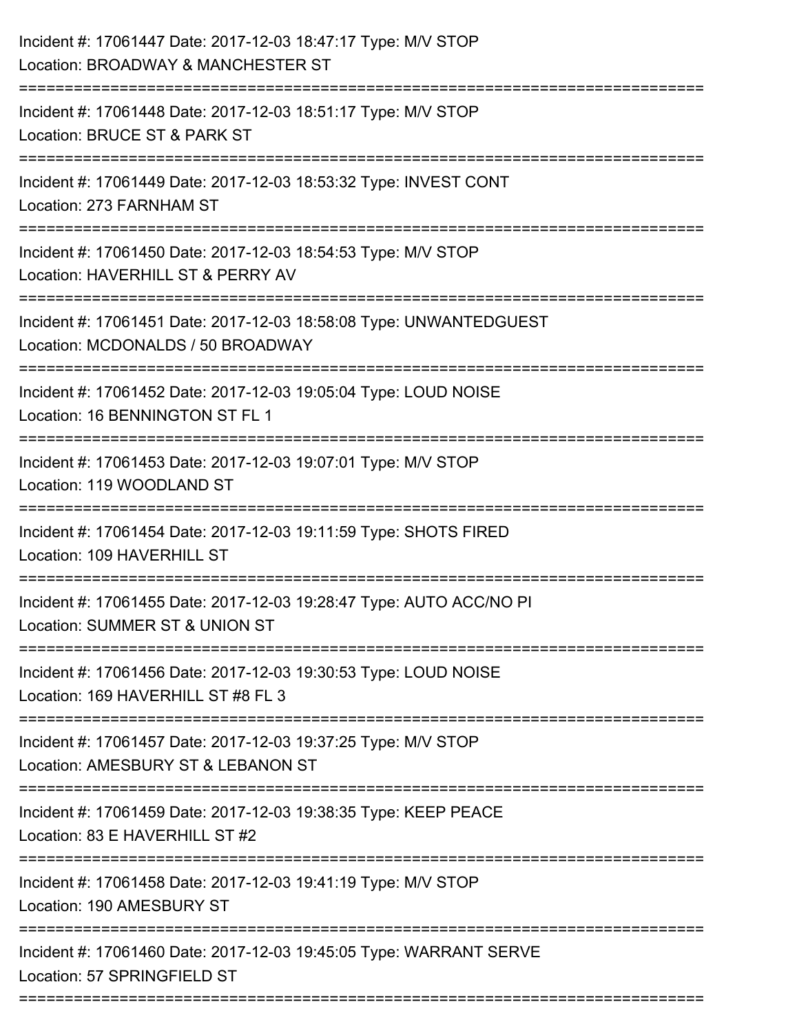Incident #: 17061447 Date: 2017-12-03 18:47:17 Type: M/V STOP
Location: BROADWAY & MANCHESTER ST

===========================================================================

Incident #: 17061448 Date: 2017-12-03 18:51:17 Type: M/V STOP
Location: BRUCE ST & PARK ST

===========================================================================

Incident #: 17061449 Date: 2017-12-03 18:53:32 Type: INVEST CONT
Location: 273 FARNHAM ST

===========================================================================

Incident #: 17061450 Date: 2017-12-03 18:54:53 Type: M/V STOP
Location: HAVERHILL ST & PERRY AV

===========================================================================

Incident #: 17061451 Date: 2017-12-03 18:58:08 Type: UNWANTEDGUEST
Location: MCDONALDS / 50 BROADWAY

===========================================================================

Incident #: 17061452 Date: 2017-12-03 19:05:04 Type: LOUD NOISE
Location: 16 BENNINGTON ST FL 1

===========================================================================

Incident #: 17061453 Date: 2017-12-03 19:07:01 Type: M/V STOP
Location: 119 WOODLAND ST

===========================================================================

Incident #: 17061454 Date: 2017-12-03 19:11:59 Type: SHOTS FIRED
Location: 109 HAVERHILL ST

===========================================================================

Incident #: 17061455 Date: 2017-12-03 19:28:47 Type: AUTO ACC/NO PI
Location: SUMMER ST & UNION ST

===========================================================================

Incident #: 17061456 Date: 2017-12-03 19:30:53 Type: LOUD NOISE
Location: 169 HAVERHILL ST #8 FL 3

===========================================================================

Incident #: 17061457 Date: 2017-12-03 19:37:25 Type: M/V STOP
Location: AMESBURY ST & LEBANON ST

===========================================================================

Incident #: 17061459 Date: 2017-12-03 19:38:35 Type: KEEP PEACE
Location: 83 E HAVERHILL ST #2

===========================================================================

Incident #: 17061458 Date: 2017-12-03 19:41:19 Type: M/V STOP
Location: 190 AMESBURY ST

===========================================================================

Incident #: 17061460 Date: 2017-12-03 19:45:05 Type: WARRANT SERVE
Location: 57 SPRINGFIELD ST

===========================================================================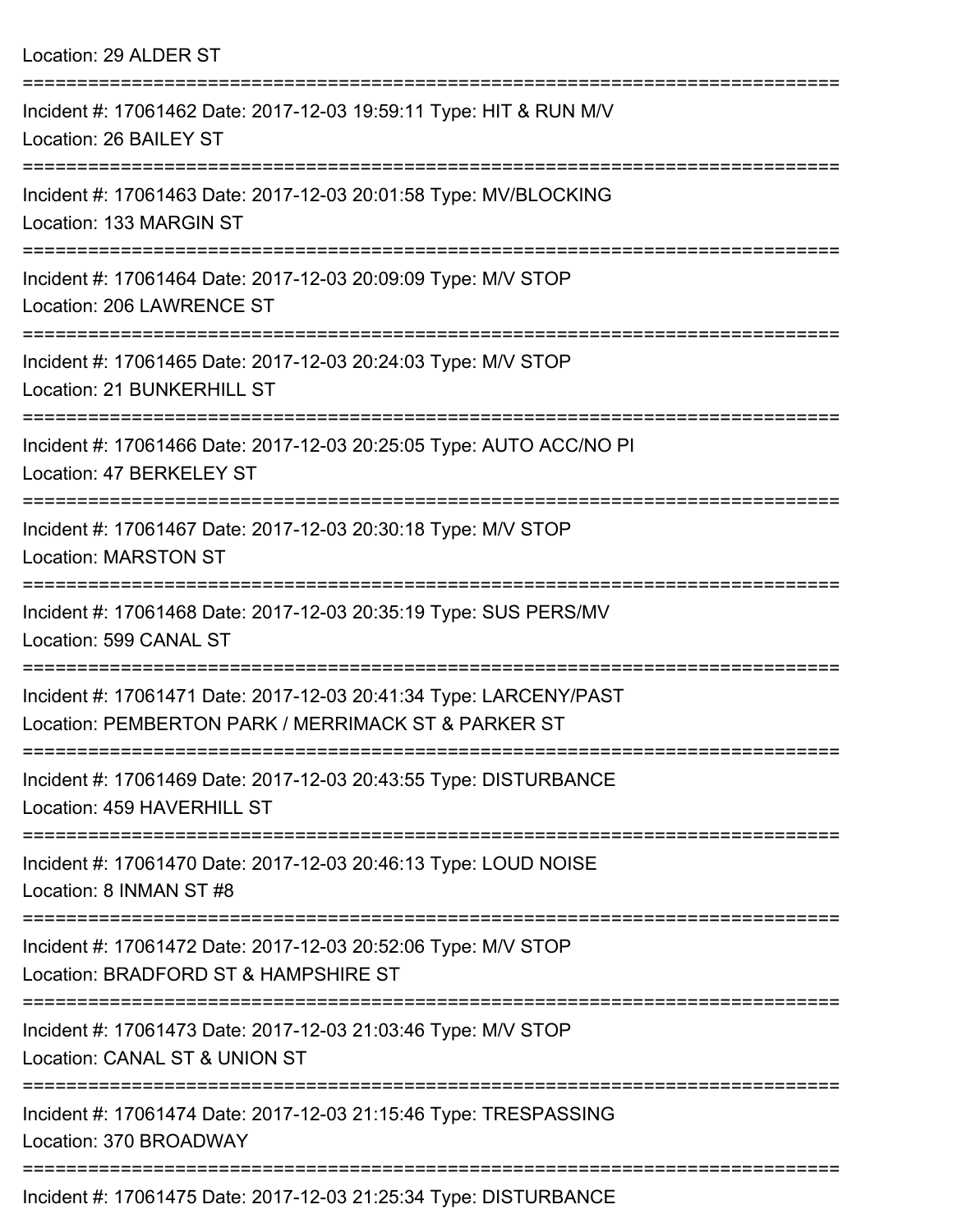Location: 29 ALDER ST

===========================================================================

Incident #: 17061462 Date: 2017-12-03 19:59:11 Type: HIT & RUN M/V
Location: 26 BAILEY ST

===========================================================================

Incident #: 17061463 Date: 2017-12-03 20:01:58 Type: MV/BLOCKING
Location: 133 MARGIN ST

===========================================================================

Incident #: 17061464 Date: 2017-12-03 20:09:09 Type: M/V STOP
Location: 206 LAWRENCE ST

===========================================================================

Incident #: 17061465 Date: 2017-12-03 20:24:03 Type: M/V STOP
Location: 21 BUNKERHILL ST

===========================================================================

Incident #: 17061466 Date: 2017-12-03 20:25:05 Type: AUTO ACC/NO PI
Location: 47 BERKELEY ST

===========================================================================

Incident #: 17061467 Date: 2017-12-03 20:30:18 Type: M/V STOP
Location: MARSTON ST

===========================================================================

Incident #: 17061468 Date: 2017-12-03 20:35:19 Type: SUS PERS/MV
Location: 599 CANAL ST

===========================================================================

Incident #: 17061471 Date: 2017-12-03 20:41:34 Type: LARCENY/PAST
Location: PEMBERTON PARK / MERRIMACK ST & PARKER ST

===========================================================================

Incident #: 17061469 Date: 2017-12-03 20:43:55 Type: DISTURBANCE
Location: 459 HAVERHILL ST

===========================================================================

Incident #: 17061470 Date: 2017-12-03 20:46:13 Type: LOUD NOISE
Location: 8 INMAN ST #8

===========================================================================

Incident #: 17061472 Date: 2017-12-03 20:52:06 Type: M/V STOP
Location: BRADFORD ST & HAMPSHIRE ST

===========================================================================

Incident #: 17061473 Date: 2017-12-03 21:03:46 Type: M/V STOP
Location: CANAL ST & UNION ST

===========================================================================

Incident #: 17061474 Date: 2017-12-03 21:15:46 Type: TRESPASSING
Location: 370 BROADWAY

===========================================================================

Incident #: 17061475 Date: 2017-12-03 21:25:34 Type: DISTURBANCE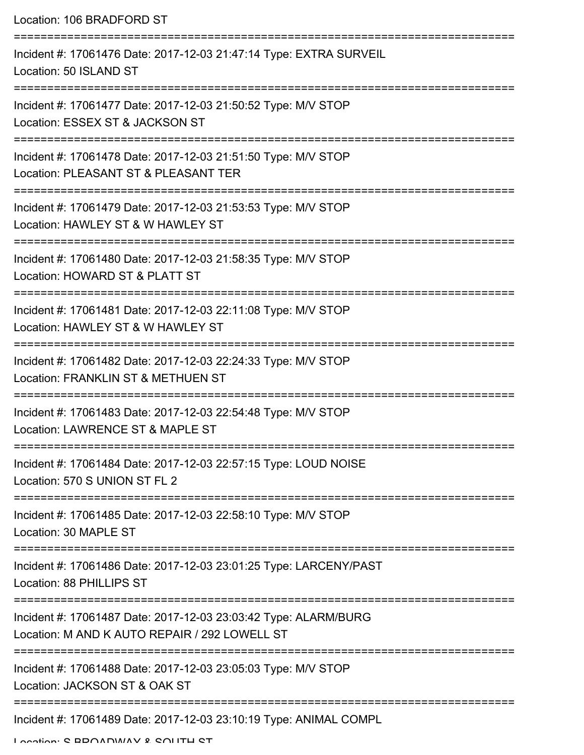Location: 106 BRADFORD ST

===========================================================================

Incident #: 17061476 Date: 2017-12-03 21:47:14 Type: EXTRA SURVEIL
Location: 50 ISLAND ST

===========================================================================

Incident #: 17061477 Date: 2017-12-03 21:50:52 Type: M/V STOP
Location: ESSEX ST & JACKSON ST

===========================================================================

Incident #: 17061478 Date: 2017-12-03 21:51:50 Type: M/V STOP
Location: PLEASANT ST & PLEASANT TER

===========================================================================

Incident #: 17061479 Date: 2017-12-03 21:53:53 Type: M/V STOP
Location: HAWLEY ST & W HAWLEY ST

===========================================================================

Incident #: 17061480 Date: 2017-12-03 21:58:35 Type: M/V STOP
Location: HOWARD ST & PLATT ST

===========================================================================

Incident #: 17061481 Date: 2017-12-03 22:11:08 Type: M/V STOP
Location: HAWLEY ST & W HAWLEY ST

===========================================================================

Incident #: 17061482 Date: 2017-12-03 22:24:33 Type: M/V STOP
Location: FRANKLIN ST & METHUEN ST

===========================================================================

Incident #: 17061483 Date: 2017-12-03 22:54:48 Type: M/V STOP
Location: LAWRENCE ST & MAPLE ST

===========================================================================

Incident #: 17061484 Date: 2017-12-03 22:57:15 Type: LOUD NOISE
Location: 570 S UNION ST FL 2

===========================================================================

Incident #: 17061485 Date: 2017-12-03 22:58:10 Type: M/V STOP
Location: 30 MAPLE ST

===========================================================================

Incident #: 17061486 Date: 2017-12-03 23:01:25 Type: LARCENY/PAST
Location: 88 PHILLIPS ST

===========================================================================

Incident #: 17061487 Date: 2017-12-03 23:03:42 Type: ALARM/BURG
Location: M AND K AUTO REPAIR / 292 LOWELL ST

===========================================================================

Incident #: 17061488 Date: 2017-12-03 23:05:03 Type: M/V STOP
Location: JACKSON ST & OAK ST

===========================================================================

Incident #: 17061489 Date: 2017-12-03 23:10:19 Type: ANIMAL COMPL
Location: S BROADWAY & SOUTH ST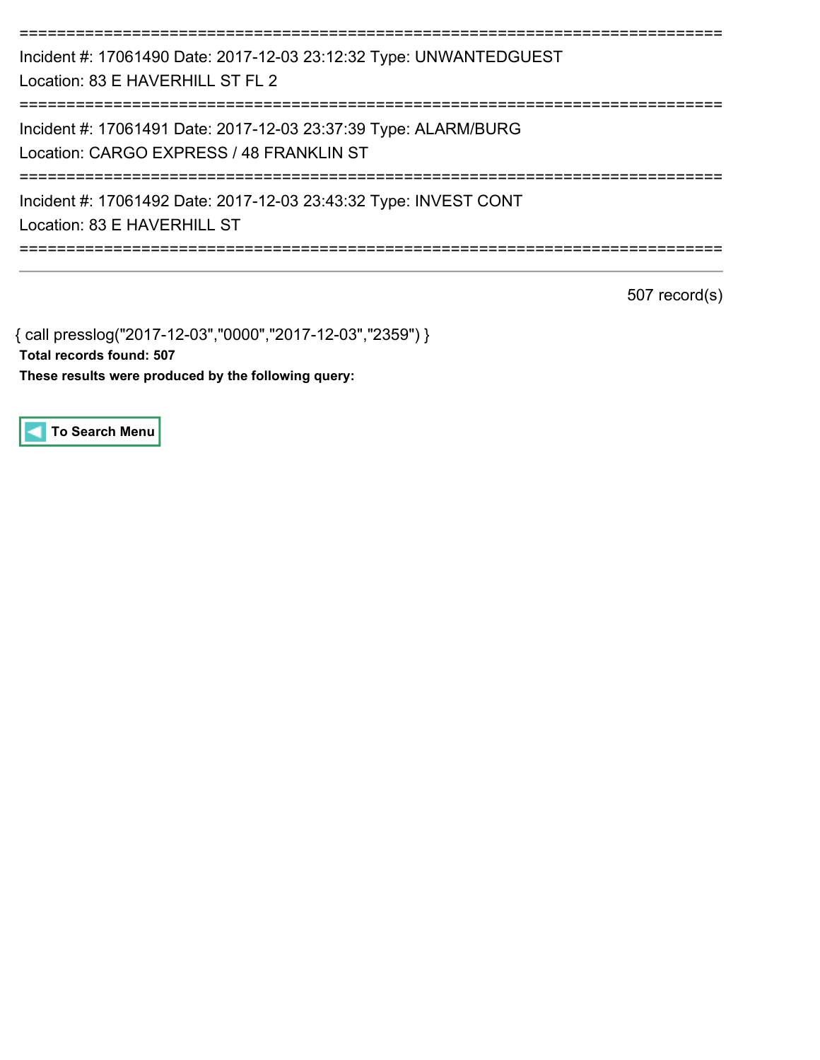===========================================================================

Incident #: 17061490 Date: 2017-12-03 23:12:32 Type: UNWANTEDGUEST

Location: 83 E HAVERHILL ST FL 2

===========================================================================

Incident #: 17061491 Date: 2017-12-03 23:37:39 Type: ALARM/BURG

Location: CARGO EXPRESS / 48 FRANKLIN ST

===========================================================================

Incident #: 17061492 Date: 2017-12-03 23:43:32 Type: INVEST CONT

Location: 83 E HAVERHILL ST

===========================================================================

---

507 record(s)

{ call presslog("2017-12-03","0000","2017-12-03","2359") }

**Total records found: 507**

**These results were produced by the following query:**

**To Search Menu**